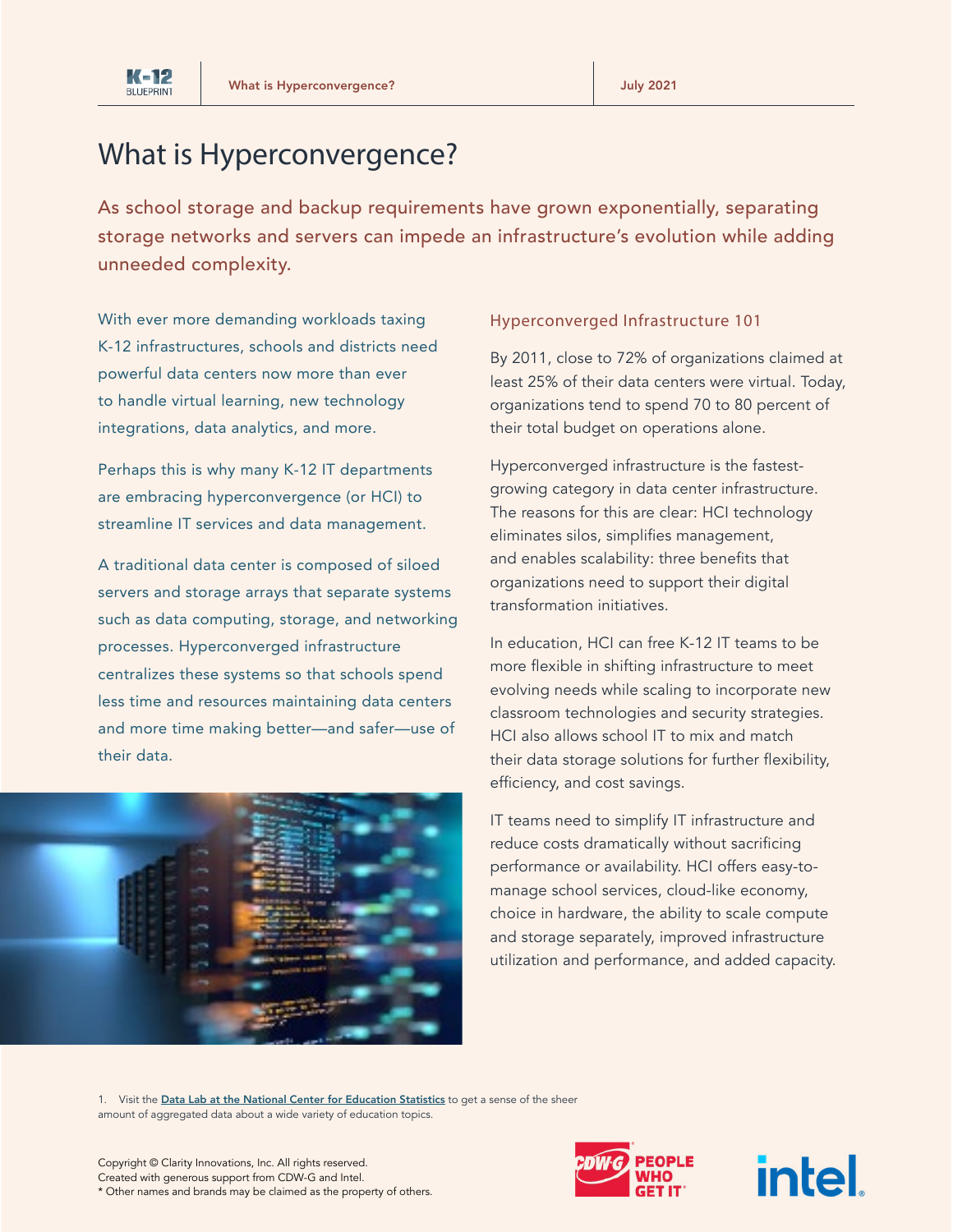# What is Hyperconvergence?

As school storage and backup requirements have grown exponentially, separating storage networks and servers can impede an infrastructure's evolution while adding unneeded complexity.

With ever more demanding workloads taxing K-12 infrastructures, schools and districts need powerful data centers now more than ever to handle virtual learning, new technology integrations, data analytics, and more.

Perhaps this is why many K-12 IT departments are embracing hyperconvergence (or HCI) to streamline IT services and data management.

A traditional data center is composed of siloed servers and storage arrays that separate systems such as data computing, storage, and networking processes. Hyperconverged infrastructure centralizes these systems so that schools spend less time and resources maintaining data centers and more time making better—and safer—use of their data.

## Hyperconverged Infrastructure 101

By 2011, close to 72% of organizations claimed at least 25% of their data centers were virtual. Today, organizations tend to spend 70 to 80 percent of their total budget on operations alone.

Hyperconverged infrastructure is the fastest-growing category in data center infrastructure. The reasons for this are clear: HCI technology eliminates silos, simplifies management, and enables scalability: three benefits that organizations need to support their digital transformation initiatives.

In education, HCI can free K-12 IT teams to be more flexible in shifting infrastructure to meet evolving needs while scaling to incorporate new classroom technologies and security strategies. HCI also allows school IT to mix and match their data storage solutions for further flexibility, efficiency, and cost savings.

IT teams need to simplify IT infrastructure and reduce costs dramatically without sacrificing performance or availability. HCI offers easy-to-manage school services, cloud-like economy, choice in hardware, the ability to scale compute and storage separately, improved infrastructure utilization and performance, and added capacity.

1. Visit the **Data Lab at the National Center for Education Statistics** to get a sense of the sheer amount of aggregated data about a wide variety of education topics.

Copyright © Clarity Innovations, Inc. All rights reserved.
Created with generous support from CDW-G and Intel.
* Other names and brands may be claimed as the property of others.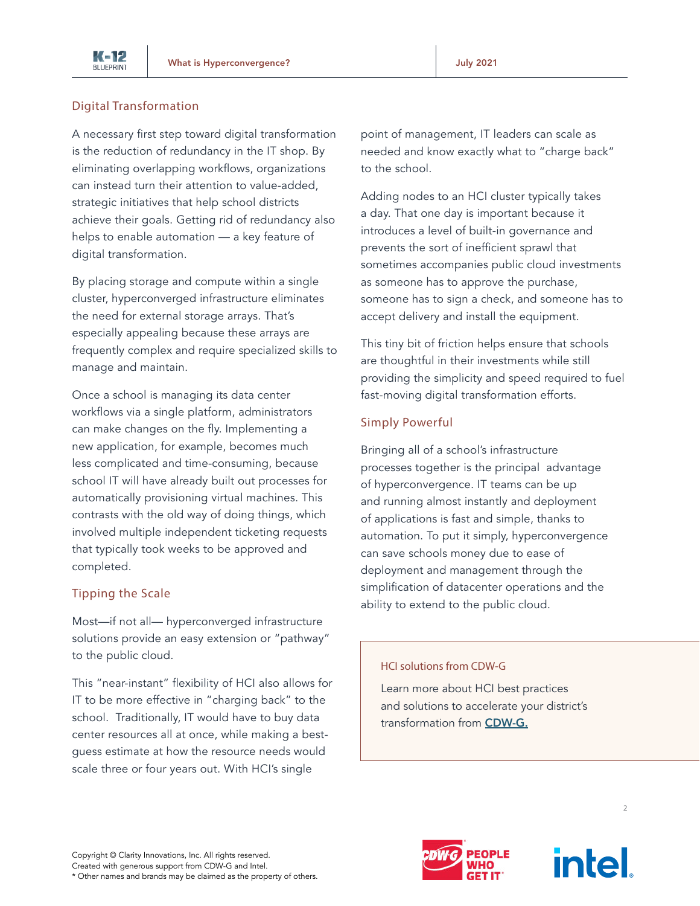## Digital Transformation

A necessary first step toward digital transformation is the reduction of redundancy in the IT shop. By eliminating overlapping workflows, organizations can instead turn their attention to value-added, strategic initiatives that help school districts achieve their goals. Getting rid of redundancy also helps to enable automation — a key feature of digital transformation.

By placing storage and compute within a single cluster, hyperconverged infrastructure eliminates the need for external storage arrays. That's especially appealing because these arrays are frequently complex and require specialized skills to manage and maintain.

Once a school is managing its data center workflows via a single platform, administrators can make changes on the fly. Implementing a new application, for example, becomes much less complicated and time-consuming, because school IT will have already built out processes for automatically provisioning virtual machines. This contrasts with the old way of doing things, which involved multiple independent ticketing requests that typically took weeks to be approved and completed.

## Tipping the Scale

Most—if not all— hyperconverged infrastructure solutions provide an easy extension or "pathway" to the public cloud.

This "near-instant" flexibility of HCI also allows for IT to be more effective in "charging back" to the school. Traditionally, IT would have to buy data center resources all at once, while making a best-guess estimate at how the resource needs would scale three or four years out. With HCI's single point of management, IT leaders can scale as needed and know exactly what to "charge back" to the school.

Adding nodes to an HCI cluster typically takes a day. That one day is important because it introduces a level of built-in governance and prevents the sort of inefficient sprawl that sometimes accompanies public cloud investments as someone has to approve the purchase, someone has to sign a check, and someone has to accept delivery and install the equipment.

This tiny bit of friction helps ensure that schools are thoughtful in their investments while still providing the simplicity and speed required to fuel fast-moving digital transformation efforts.

## Simply Powerful

Bringing all of a school's infrastructure processes together is the principal advantage of hyperconvergence. IT teams can be up and running almost instantly and deployment of applications is fast and simple, thanks to automation. To put it simply, hyperconvergence can save schools money due to ease of deployment and management through the simplification of datacenter operations and the ability to extend to the public cloud.

### HCI solutions from CDW-G

Learn more about HCI best practices and solutions to accelerate your district's transformation from **CDW-G.**

Copyright © Clarity Innovations, Inc. All rights reserved.
Created with generous support from CDW-G and Intel.
* Other names and brands may be claimed as the property of others.